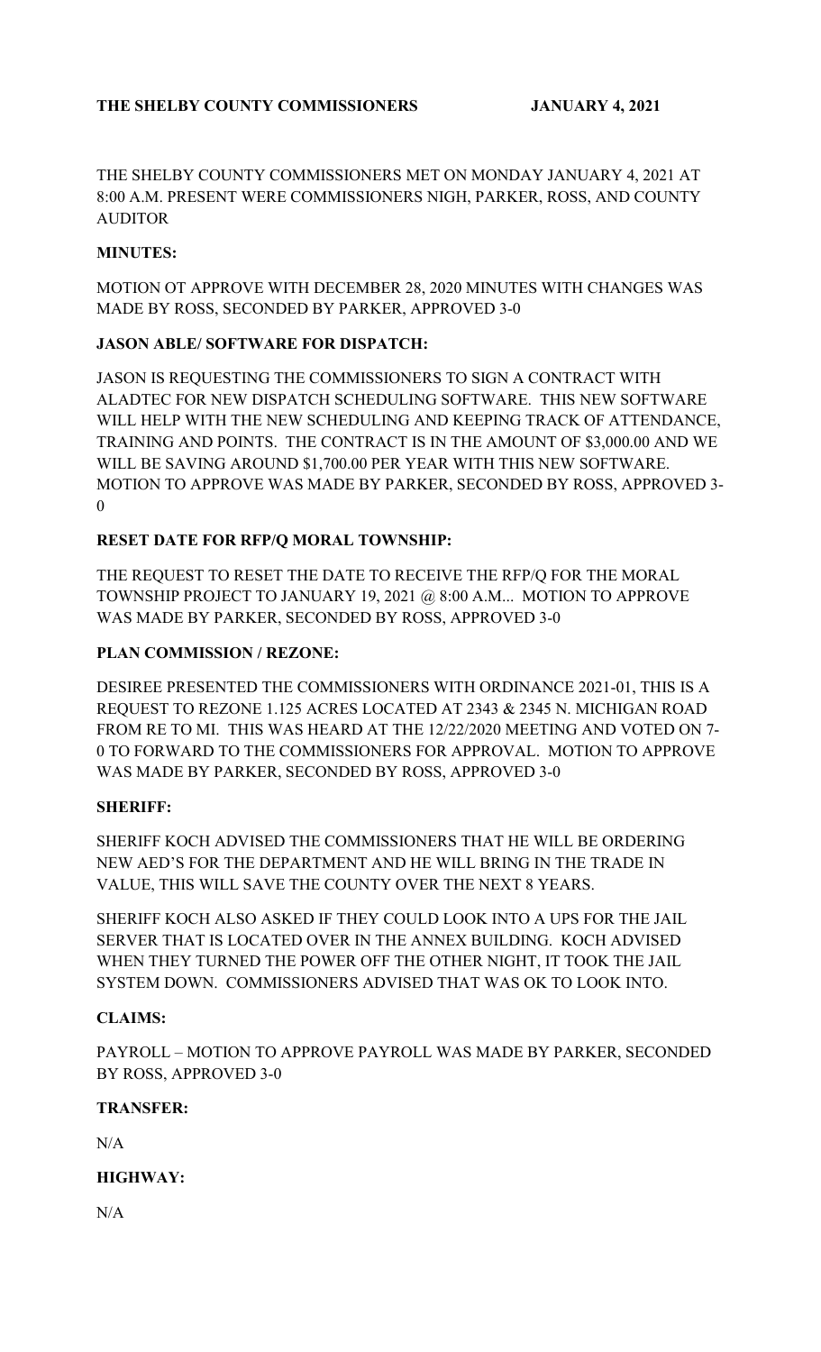**THE SHELBY COUNTY COMMISSIONERS JANUARY 4, 2021**

THE SHELBY COUNTY COMMISSIONERS MET ON MONDAY JANUARY 4, 2021 AT 8:00 A.M. PRESENT WERE COMMISSIONERS NIGH, PARKER, ROSS, AND COUNTY AUDITOR

**MINUTES:**

MOTION OT APPROVE WITH DECEMBER 28, 2020 MINUTES WITH CHANGES WAS MADE BY ROSS, SECONDED BY PARKER, APPROVED 3-0

**JASON ABLE/ SOFTWARE FOR DISPATCH:**

JASON IS REQUESTING THE COMMISSIONERS TO SIGN A CONTRACT WITH ALADTEC FOR NEW DISPATCH SCHEDULING SOFTWARE. THIS NEW SOFTWARE WILL HELP WITH THE NEW SCHEDULING AND KEEPING TRACK OF ATTENDANCE, TRAINING AND POINTS. THE CONTRACT IS IN THE AMOUNT OF $3,000.00 AND WE WILL BE SAVING AROUND $1,700.00 PER YEAR WITH THIS NEW SOFTWARE. MOTION TO APPROVE WAS MADE BY PARKER, SECONDED BY ROSS, APPROVED 3-0

**RESET DATE FOR RFP/Q MORAL TOWNSHIP:**

THE REQUEST TO RESET THE DATE TO RECEIVE THE RFP/Q FOR THE MORAL TOWNSHIP PROJECT TO JANUARY 19, 2021 @ 8:00 A.M... MOTION TO APPROVE WAS MADE BY PARKER, SECONDED BY ROSS, APPROVED 3-0

**PLAN COMMISSION / REZONE:**

DESIREE PRESENTED THE COMMISSIONERS WITH ORDINANCE 2021-01, THIS IS A REQUEST TO REZONE 1.125 ACRES LOCATED AT 2343 & 2345 N. MICHIGAN ROAD FROM RE TO MI. THIS WAS HEARD AT THE 12/22/2020 MEETING AND VOTED ON 7-0 TO FORWARD TO THE COMMISSIONERS FOR APPROVAL. MOTION TO APPROVE WAS MADE BY PARKER, SECONDED BY ROSS, APPROVED 3-0

**SHERIFF:**

SHERIFF KOCH ADVISED THE COMMISSIONERS THAT HE WILL BE ORDERING NEW AED'S FOR THE DEPARTMENT AND HE WILL BRING IN THE TRADE IN VALUE, THIS WILL SAVE THE COUNTY OVER THE NEXT 8 YEARS.

SHERIFF KOCH ALSO ASKED IF THEY COULD LOOK INTO A UPS FOR THE JAIL SERVER THAT IS LOCATED OVER IN THE ANNEX BUILDING. KOCH ADVISED WHEN THEY TURNED THE POWER OFF THE OTHER NIGHT, IT TOOK THE JAIL SYSTEM DOWN. COMMISSIONERS ADVISED THAT WAS OK TO LOOK INTO.

**CLAIMS:**

PAYROLL – MOTION TO APPROVE PAYROLL WAS MADE BY PARKER, SECONDED BY ROSS, APPROVED 3-0

**TRANSFER:**

N/A

**HIGHWAY:**

N/A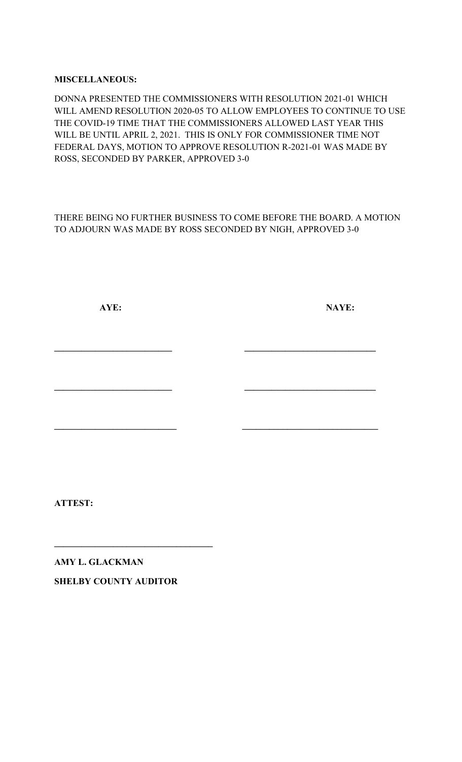**MISCELLANEOUS:**

DONNA PRESENTED THE COMMISSIONERS WITH RESOLUTION 2021-01 WHICH WILL AMEND RESOLUTION 2020-05 TO ALLOW EMPLOYEES TO CONTINUE TO USE THE COVID-19 TIME THAT THE COMMISSIONERS ALLOWED LAST YEAR THIS WILL BE UNTIL APRIL 2, 2021. THIS IS ONLY FOR COMMISSIONER TIME NOT FEDERAL DAYS, MOTION TO APPROVE RESOLUTION R-2021-01 WAS MADE BY ROSS, SECONDED BY PARKER, APPROVED 3-0

THERE BEING NO FURTHER BUSINESS TO COME BEFORE THE BOARD. A MOTION TO ADJOURN WAS MADE BY ROSS SECONDED BY NIGH, APPROVED 3-0

| **AYE:** | **NAYE:** |
|---|---|
| ______________________ | ______________________ |
| ______________________ | ______________________ |
| ______________________ | ______________________ |

**ATTEST:**

______________________________

**AMY L. GLACKMAN**

**SHELBY COUNTY AUDITOR**